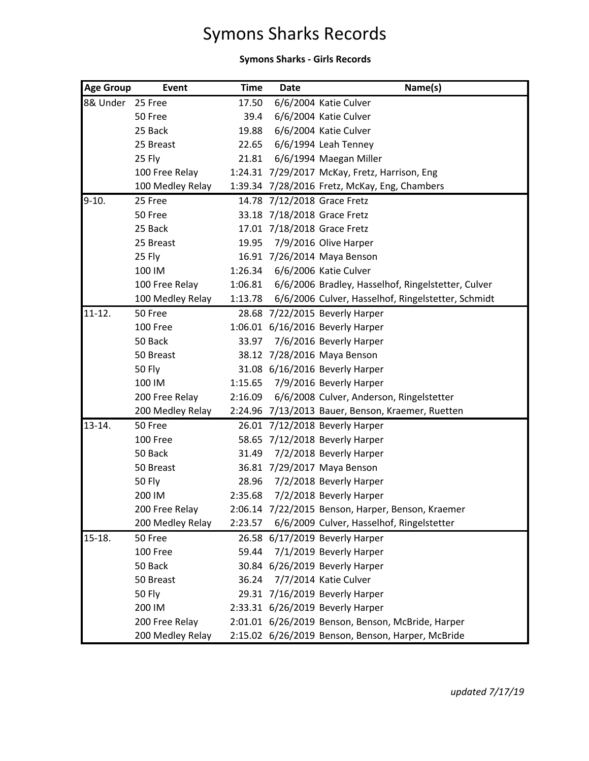# Symons Sharks Records

**Symons Sharks - Girls Records**

| Age Group | Event | Time | Date | Name(s) |
|---|---|---|---|---|
| 8& Under | 25 Free | 17.50 | 6/6/2004 | Katie Culver |
| | 50 Free | 39.4 | 6/6/2004 | Katie Culver |
| | 25 Back | 19.88 | 6/6/2004 | Katie Culver |
| | 25 Breast | 22.65 | 6/6/1994 | Leah Tenney |
| | 25 Fly | 21.81 | 6/6/1994 | Maegan Miller |
| | 100 Free Relay | 1:24.31 | 7/29/2017 | McKay, Fretz, Harrison, Eng |
| | 100 Medley Relay | 1:39.34 | 7/28/2016 | Fretz, McKay, Eng, Chambers |
| 9-10. | 25 Free | 14.78 | 7/12/2018 | Grace Fretz |
| | 50 Free | 33.18 | 7/18/2018 | Grace Fretz |
| | 25 Back | 17.01 | 7/18/2018 | Grace Fretz |
| | 25 Breast | 19.95 | 7/9/2016 | Olive Harper |
| | 25 Fly | 16.91 | 7/26/2014 | Maya Benson |
| | 100 IM | 1:26.34 | 6/6/2006 | Katie Culver |
| | 100 Free Relay | 1:06.81 | 6/6/2006 | Bradley, Hasselhof, Ringelstetter, Culver |
| | 100 Medley Relay | 1:13.78 | 6/6/2006 | Culver, Hasselhof, Ringelstetter, Schmidt |
| 11-12. | 50 Free | 28.68 | 7/22/2015 | Beverly Harper |
| | 100 Free | 1:06.01 | 6/16/2016 | Beverly Harper |
| | 50 Back | 33.97 | 7/6/2016 | Beverly Harper |
| | 50 Breast | 38.12 | 7/28/2016 | Maya Benson |
| | 50 Fly | 31.08 | 6/16/2016 | Beverly Harper |
| | 100 IM | 1:15.65 | 7/9/2016 | Beverly Harper |
| | 200 Free Relay | 2:16.09 | 6/6/2008 | Culver, Anderson, Ringelstetter |
| | 200 Medley Relay | 2:24.96 | 7/13/2013 | Bauer, Benson, Kraemer, Ruetten |
| 13-14. | 50 Free | 26.01 | 7/12/2018 | Beverly Harper |
| | 100 Free | 58.65 | 7/12/2018 | Beverly Harper |
| | 50 Back | 31.49 | 7/2/2018 | Beverly Harper |
| | 50 Breast | 36.81 | 7/29/2017 | Maya Benson |
| | 50 Fly | 28.96 | 7/2/2018 | Beverly Harper |
| | 200 IM | 2:35.68 | 7/2/2018 | Beverly Harper |
| | 200 Free Relay | 2:06.14 | 7/22/2015 | Benson, Harper, Benson, Kraemer |
| | 200 Medley Relay | 2:23.57 | 6/6/2009 | Culver, Hasselhof, Ringelstetter |
| 15-18. | 50 Free | 26.58 | 6/17/2019 | Beverly Harper |
| | 100 Free | 59.44 | 7/1/2019 | Beverly Harper |
| | 50 Back | 30.84 | 6/26/2019 | Beverly Harper |
| | 50 Breast | 36.24 | 7/7/2014 | Katie Culver |
| | 50 Fly | 29.31 | 7/16/2019 | Beverly Harper |
| | 200 IM | 2:33.31 | 6/26/2019 | Beverly Harper |
| | 200 Free Relay | 2:01.01 | 6/26/2019 | Benson, Benson, McBride, Harper |
| | 200 Medley Relay | 2:15.02 | 6/26/2019 | Benson, Benson, Harper, McBride |

*updated 7/17/19*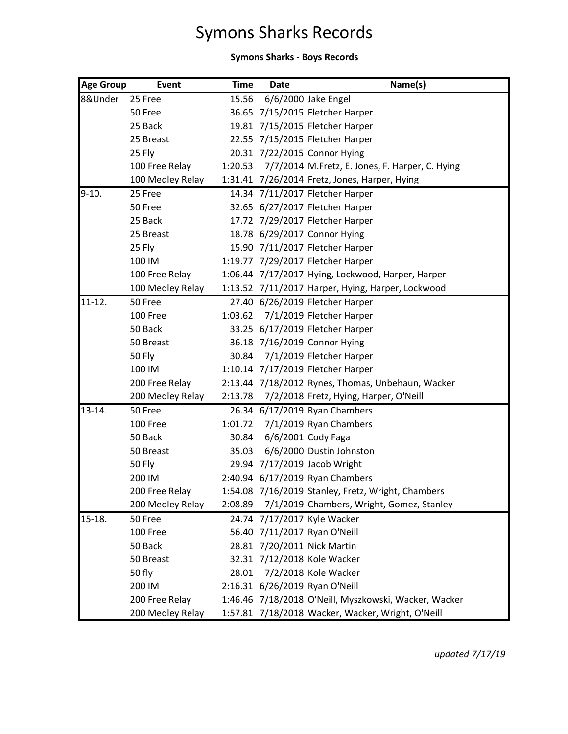# Symons Sharks Records

**Symons Sharks - Boys Records**

| Age Group | Event | Time | Date | Name(s) |
|---|---|---|---|---|
| 8&Under | 25 Free | 15.56 | 6/6/2000 | Jake Engel |
| | 50 Free | 36.65 | 7/15/2015 | Fletcher Harper |
| | 25 Back | 19.81 | 7/15/2015 | Fletcher Harper |
| | 25 Breast | 22.55 | 7/15/2015 | Fletcher Harper |
| | 25 Fly | 20.31 | 7/22/2015 | Connor Hying |
| | 100 Free Relay | 1:20.53 | 7/7/2014 | M.Fretz, E. Jones, F. Harper, C. Hying |
| | 100 Medley Relay | 1:31.41 | 7/26/2014 | Fretz, Jones, Harper, Hying |
| 9-10. | 25 Free | 14.34 | 7/11/2017 | Fletcher Harper |
| | 50 Free | 32.65 | 6/27/2017 | Fletcher Harper |
| | 25 Back | 17.72 | 7/29/2017 | Fletcher Harper |
| | 25 Breast | 18.78 | 6/29/2017 | Connor Hying |
| | 25 Fly | 15.90 | 7/11/2017 | Fletcher Harper |
| | 100 IM | 1:19.77 | 7/29/2017 | Fletcher Harper |
| | 100 Free Relay | 1:06.44 | 7/17/2017 | Hying, Lockwood, Harper, Harper |
| | 100 Medley Relay | 1:13.52 | 7/11/2017 | Harper, Hying, Harper, Lockwood |
| 11-12. | 50 Free | 27.40 | 6/26/2019 | Fletcher Harper |
| | 100 Free | 1:03.62 | 7/1/2019 | Fletcher Harper |
| | 50 Back | 33.25 | 6/17/2019 | Fletcher Harper |
| | 50 Breast | 36.18 | 7/16/2019 | Connor Hying |
| | 50 Fly | 30.84 | 7/1/2019 | Fletcher Harper |
| | 100 IM | 1:10.14 | 7/17/2019 | Fletcher Harper |
| | 200 Free Relay | 2:13.44 | 7/18/2012 | Rynes, Thomas, Unbehaun, Wacker |
| | 200 Medley Relay | 2:13.78 | 7/2/2018 | Fretz, Hying, Harper, O'Neill |
| 13-14. | 50 Free | 26.34 | 6/17/2019 | Ryan Chambers |
| | 100 Free | 1:01.72 | 7/1/2019 | Ryan Chambers |
| | 50 Back | 30.84 | 6/6/2001 | Cody Faga |
| | 50 Breast | 35.03 | 6/6/2000 | Dustin Johnston |
| | 50 Fly | 29.94 | 7/17/2019 | Jacob Wright |
| | 200 IM | 2:40.94 | 6/17/2019 | Ryan Chambers |
| | 200 Free Relay | 1:54.08 | 7/16/2019 | Stanley, Fretz, Wright, Chambers |
| | 200 Medley Relay | 2:08.89 | 7/1/2019 | Chambers, Wright, Gomez, Stanley |
| 15-18. | 50 Free | 24.74 | 7/17/2017 | Kyle Wacker |
| | 100 Free | 56.40 | 7/11/2017 | Ryan O'Neill |
| | 50 Back | 28.81 | 7/20/2011 | Nick Martin |
| | 50 Breast | 32.31 | 7/12/2018 | Kole Wacker |
| | 50 fly | 28.01 | 7/2/2018 | Kole Wacker |
| | 200 IM | 2:16.31 | 6/26/2019 | Ryan O'Neill |
| | 200 Free Relay | 1:46.46 | 7/18/2018 | O'Neill, Myszkowski, Wacker, Wacker |
| | 200 Medley Relay | 1:57.81 | 7/18/2018 | Wacker, Wacker, Wright, O'Neill |

*updated 7/17/19*